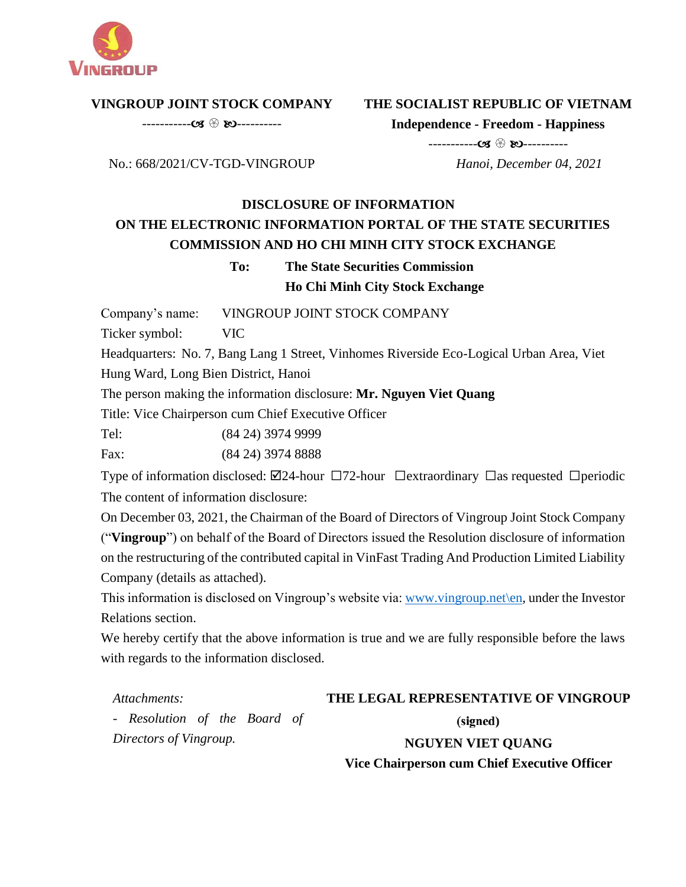VINGROUP

**VINGROUP JOINT STOCK COMPANY**

-----------ʚ ✿ ɞ----------

**THE SOCIALIST REPUBLIC OF VIETNAM**

**Independence - Freedom - Happiness**

-----------ʚ ✿ ɞ----------

No.: 668/2021/CV-TGD-VINGROUP

*Hanoi, December 04, 2021*

## DISCLOSURE OF INFORMATION
## ON THE ELECTRONIC INFORMATION PORTAL OF THE STATE SECURITIES COMMISSION AND HO CHI MINH CITY STOCK EXCHANGE

**To: The State Securities Commission**
**Ho Chi Minh City Stock Exchange**

Company's name: VINGROUP JOINT STOCK COMPANY

Ticker symbol: VIC

Headquarters: No. 7, Bang Lang 1 Street, Vinhomes Riverside Eco-Logical Urban Area, Viet Hung Ward, Long Bien District, Hanoi

The person making the information disclosure: **Mr. Nguyen Viet Quang**

Title: Vice Chairperson cum Chief Executive Officer

Tel: (84 24) 3974 9999

Fax: (84 24) 3974 8888

Type of information disclosed: ☑24-hour ☐72-hour ☐extraordinary ☐as requested ☐periodic

The content of information disclosure:

On December 03, 2021, the Chairman of the Board of Directors of Vingroup Joint Stock Company ("**Vingroup**") on behalf of the Board of Directors issued the Resolution disclosure of information on the restructuring of the contributed capital in VinFast Trading And Production Limited Liability Company (details as attached).

This information is disclosed on Vingroup's website via: www.vingroup.net\en, under the Investor Relations section.

We hereby certify that the above information is true and we are fully responsible before the laws with regards to the information disclosed.

*Attachments:*

*- Resolution of the Board of Directors of Vingroup.*

**THE LEGAL REPRESENTATIVE OF VINGROUP**

**(signed)**

**NGUYEN VIET QUANG**

**Vice Chairperson cum Chief Executive Officer**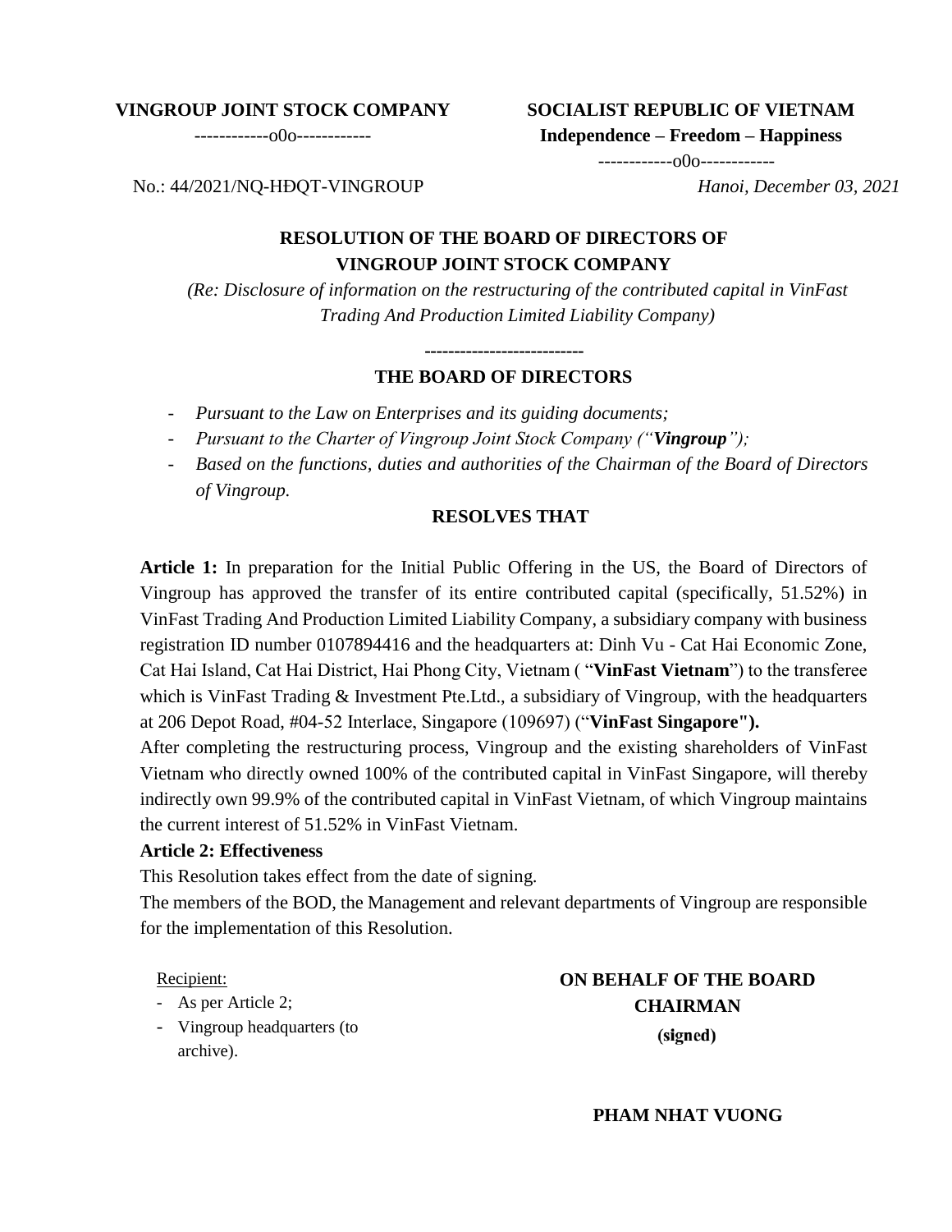**VINGROUP JOINT STOCK COMPANY**

------------o0o------------

**SOCIALIST REPUBLIC OF VIETNAM**

**Independence – Freedom – Happiness**

------------o0o------------

No.: 44/2021/NQ-HĐQT-VINGROUP

*Hanoi, December 03, 2021*

# RESOLUTION OF THE BOARD OF DIRECTORS OF VINGROUP JOINT STOCK COMPANY

*(Re: Disclosure of information on the restructuring of the contributed capital in VinFast Trading And Production Limited Liability Company)*

---------------------------

## THE BOARD OF DIRECTORS

- *Pursuant to the Law on Enterprises and its guiding documents;*
- *Pursuant to the Charter of Vingroup Joint Stock Company ("**Vingroup**");*
- *Based on the functions, duties and authorities of the Chairman of the Board of Directors of Vingroup.*

## RESOLVES THAT

**Article 1:** In preparation for the Initial Public Offering in the US, the Board of Directors of Vingroup has approved the transfer of its entire contributed capital (specifically, 51.52%) in VinFast Trading And Production Limited Liability Company, a subsidiary company with business registration ID number 0107894416 and the headquarters at: Dinh Vu - Cat Hai Economic Zone, Cat Hai Island, Cat Hai District, Hai Phong City, Vietnam ( "**VinFast Vietnam**") to the transferee which is VinFast Trading & Investment Pte.Ltd., a subsidiary of Vingroup, with the headquarters at 206 Depot Road, #04-52 Interlace, Singapore (109697) ("**VinFast Singapore").**

After completing the restructuring process, Vingroup and the existing shareholders of VinFast Vietnam who directly owned 100% of the contributed capital in VinFast Singapore, will thereby indirectly own 99.9% of the contributed capital in VinFast Vietnam, of which Vingroup maintains the current interest of 51.52% in VinFast Vietnam.

**Article 2: Effectiveness**

This Resolution takes effect from the date of signing.

The members of the BOD, the Management and relevant departments of Vingroup are responsible for the implementation of this Resolution.

Recipient:

- As per Article 2;
- Vingroup headquarters (to archive).

**ON BEHALF OF THE BOARD**

**CHAIRMAN**

**(signed)**

**PHAM NHAT VUONG**